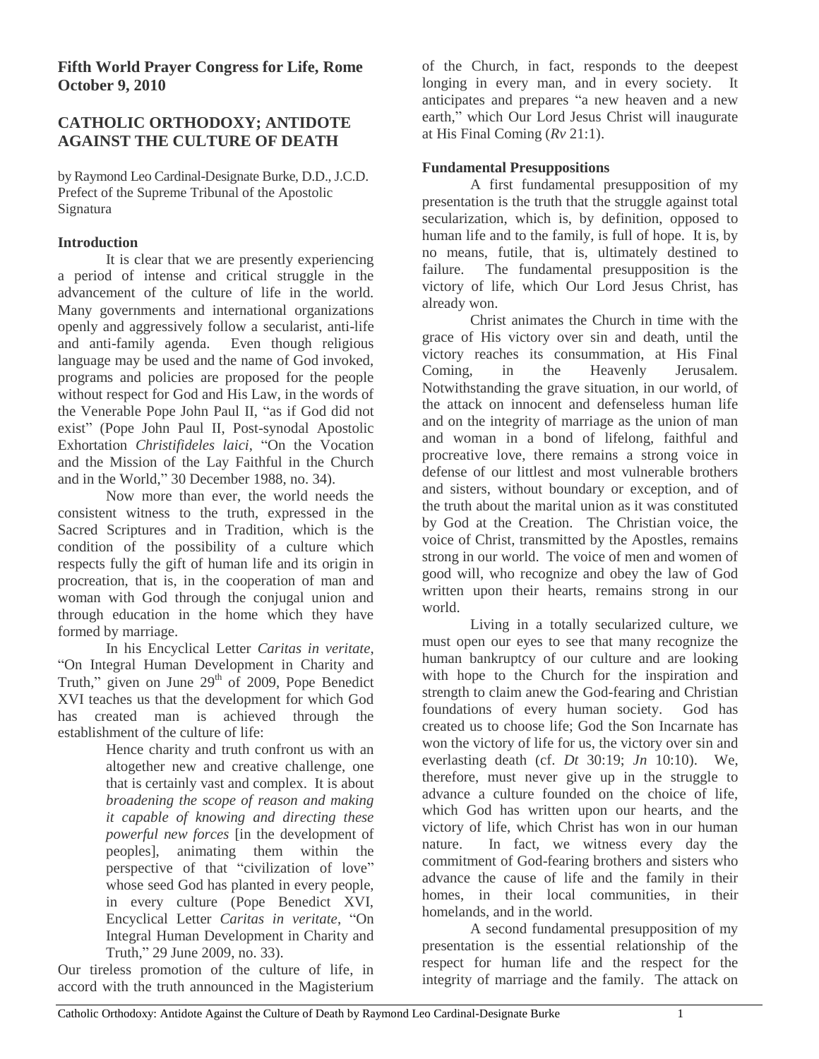**Fifth World Prayer Congress for Life, Rome**
**October 9, 2010**

# CATHOLIC ORTHODOXY; ANTIDOTE AGAINST THE CULTURE OF DEATH

by Raymond Leo Cardinal-Designate Burke, D.D., J.C.D.
Prefect of the Supreme Tribunal of the Apostolic Signatura

## Introduction

It is clear that we are presently experiencing a period of intense and critical struggle in the advancement of the culture of life in the world. Many governments and international organizations openly and aggressively follow a secularist, anti-life and anti-family agenda. Even though religious language may be used and the name of God invoked, programs and policies are proposed for the people without respect for God and His Law, in the words of the Venerable Pope John Paul II, "as if God did not exist" (Pope John Paul II, Post-synodal Apostolic Exhortation *Christifideles laici*, "On the Vocation and the Mission of the Lay Faithful in the Church and in the World," 30 December 1988, no. 34).

Now more than ever, the world needs the consistent witness to the truth, expressed in the Sacred Scriptures and in Tradition, which is the condition of the possibility of a culture which respects fully the gift of human life and its origin in procreation, that is, in the cooperation of man and woman with God through the conjugal union and through education in the home which they have formed by marriage.

In his Encyclical Letter *Caritas in veritate*, "On Integral Human Development in Charity and Truth," given on June 29th of 2009, Pope Benedict XVI teaches us that the development for which God has created man is achieved through the establishment of the culture of life:

> Hence charity and truth confront us with an altogether new and creative challenge, one that is certainly vast and complex. It is about *broadening the scope of reason and making it capable of knowing and directing these powerful new forces* [in the development of peoples], animating them within the perspective of that "civilization of love" whose seed God has planted in every people, in every culture (Pope Benedict XVI, Encyclical Letter *Caritas in veritate*, "On Integral Human Development in Charity and Truth," 29 June 2009, no. 33).

Our tireless promotion of the culture of life, in accord with the truth announced in the Magisterium of the Church, in fact, responds to the deepest longing in every man, and in every society. It anticipates and prepares "a new heaven and a new earth," which Our Lord Jesus Christ will inaugurate at His Final Coming (*Rv* 21:1).

## Fundamental Presuppositions

A first fundamental presupposition of my presentation is the truth that the struggle against total secularization, which is, by definition, opposed to human life and to the family, is full of hope. It is, by no means, futile, that is, ultimately destined to failure. The fundamental presupposition is the victory of life, which Our Lord Jesus Christ, has already won.

Christ animates the Church in time with the grace of His victory over sin and death, until the victory reaches its consummation, at His Final Coming, in the Heavenly Jerusalem. Notwithstanding the grave situation, in our world, of the attack on innocent and defenseless human life and on the integrity of marriage as the union of man and woman in a bond of lifelong, faithful and procreative love, there remains a strong voice in defense of our littlest and most vulnerable brothers and sisters, without boundary or exception, and of the truth about the marital union as it was constituted by God at the Creation. The Christian voice, the voice of Christ, transmitted by the Apostles, remains strong in our world. The voice of men and women of good will, who recognize and obey the law of God written upon their hearts, remains strong in our world.

Living in a totally secularized culture, we must open our eyes to see that many recognize the human bankruptcy of our culture and are looking with hope to the Church for the inspiration and strength to claim anew the God-fearing and Christian foundations of every human society. God has created us to choose life; God the Son Incarnate has won the victory of life for us, the victory over sin and everlasting death (cf. *Dt* 30:19; *Jn* 10:10). We, therefore, must never give up in the struggle to advance a culture founded on the choice of life, which God has written upon our hearts, and the victory of life, which Christ has won in our human nature. In fact, we witness every day the commitment of God-fearing brothers and sisters who advance the cause of life and the family in their homes, in their local communities, in their homelands, and in the world.

A second fundamental presupposition of my presentation is the essential relationship of the respect for human life and the respect for the integrity of marriage and the family. The attack on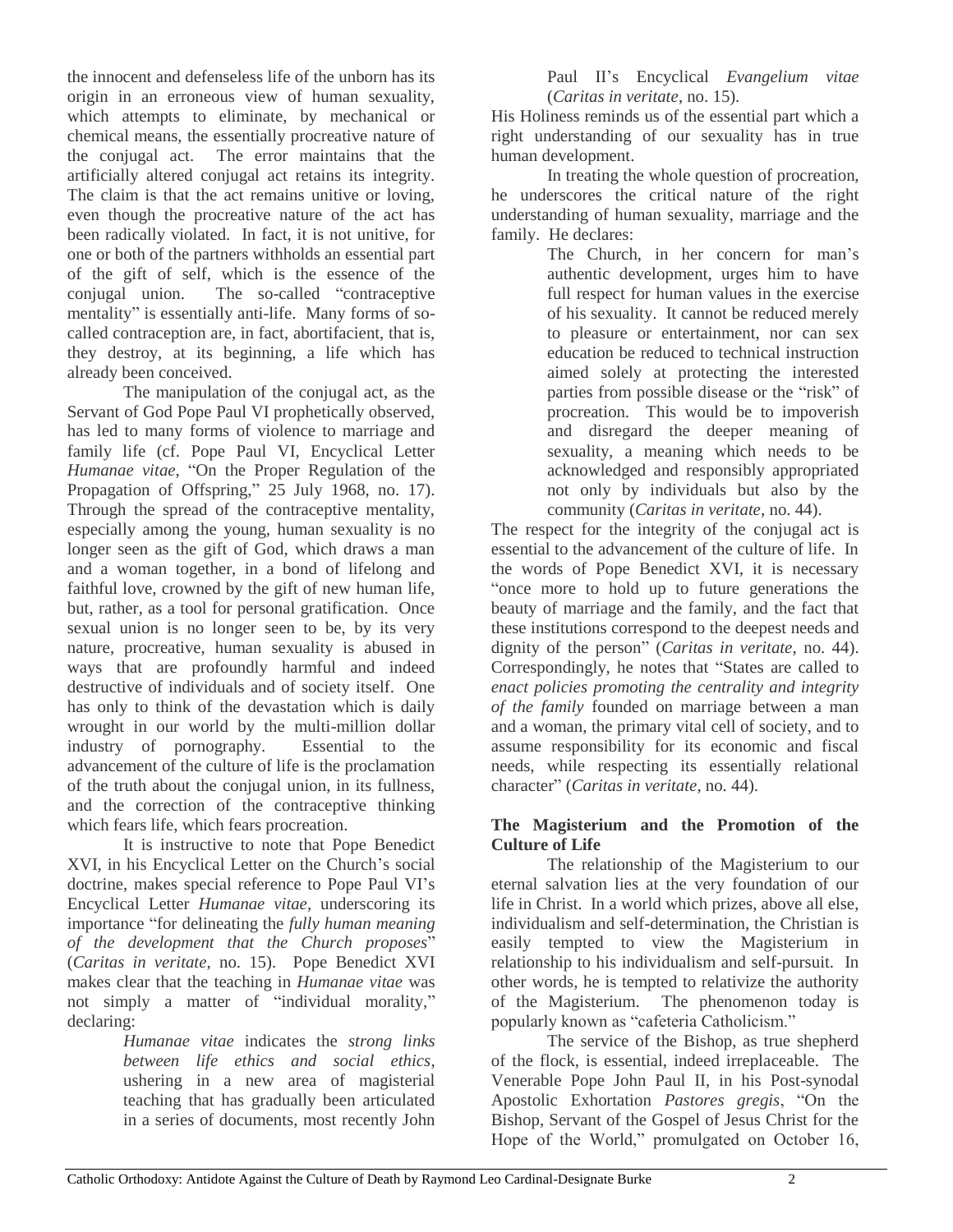the innocent and defenseless life of the unborn has its origin in an erroneous view of human sexuality, which attempts to eliminate, by mechanical or chemical means, the essentially procreative nature of the conjugal act. The error maintains that the artificially altered conjugal act retains its integrity. The claim is that the act remains unitive or loving, even though the procreative nature of the act has been radically violated. In fact, it is not unitive, for one or both of the partners withholds an essential part of the gift of self, which is the essence of the conjugal union. The so-called "contraceptive mentality" is essentially anti-life. Many forms of so-called contraception are, in fact, abortifacient, that is, they destroy, at its beginning, a life which has already been conceived.

The manipulation of the conjugal act, as the Servant of God Pope Paul VI prophetically observed, has led to many forms of violence to marriage and family life (cf. Pope Paul VI, Encyclical Letter *Humanae vitae*, "On the Proper Regulation of the Propagation of Offspring," 25 July 1968, no. 17). Through the spread of the contraceptive mentality, especially among the young, human sexuality is no longer seen as the gift of God, which draws a man and a woman together, in a bond of lifelong and faithful love, crowned by the gift of new human life, but, rather, as a tool for personal gratification. Once sexual union is no longer seen to be, by its very nature, procreative, human sexuality is abused in ways that are profoundly harmful and indeed destructive of individuals and of society itself. One has only to think of the devastation which is daily wrought in our world by the multi-million dollar industry of pornography. Essential to the advancement of the culture of life is the proclamation of the truth about the conjugal union, in its fullness, and the correction of the contraceptive thinking which fears life, which fears procreation.

It is instructive to note that Pope Benedict XVI, in his Encyclical Letter on the Church's social doctrine, makes special reference to Pope Paul VI's Encyclical Letter *Humanae vitae*, underscoring its importance "for delineating the *fully human meaning of the development that the Church proposes*" (*Caritas in veritate*, no. 15). Pope Benedict XVI makes clear that the teaching in *Humanae vitae* was not simply a matter of "individual morality," declaring:

> *Humanae vitae* indicates the *strong links between life ethics and social ethics*, ushering in a new area of magisterial teaching that has gradually been articulated in a series of documents, most recently John Paul II's Encyclical *Evangelium vitae* (*Caritas in veritate*, no. 15).

His Holiness reminds us of the essential part which a right understanding of our sexuality has in true human development.

In treating the whole question of procreation, he underscores the critical nature of the right understanding of human sexuality, marriage and the family. He declares:

> The Church, in her concern for man's authentic development, urges him to have full respect for human values in the exercise of his sexuality. It cannot be reduced merely to pleasure or entertainment, nor can sex education be reduced to technical instruction aimed solely at protecting the interested parties from possible disease or the "risk" of procreation. This would be to impoverish and disregard the deeper meaning of sexuality, a meaning which needs to be acknowledged and responsibly appropriated not only by individuals but also by the community (*Caritas in veritate*, no. 44).

The respect for the integrity of the conjugal act is essential to the advancement of the culture of life. In the words of Pope Benedict XVI, it is necessary "once more to hold up to future generations the beauty of marriage and the family, and the fact that these institutions correspond to the deepest needs and dignity of the person" (*Caritas in veritate*, no. 44). Correspondingly, he notes that "States are called to *enact policies promoting the centrality and integrity of the family* founded on marriage between a man and a woman, the primary vital cell of society, and to assume responsibility for its economic and fiscal needs, while respecting its essentially relational character" (*Caritas in veritate*, no. 44).

**The Magisterium and the Promotion of the Culture of Life**

The relationship of the Magisterium to our eternal salvation lies at the very foundation of our life in Christ. In a world which prizes, above all else, individualism and self-determination, the Christian is easily tempted to view the Magisterium in relationship to his individualism and self-pursuit. In other words, he is tempted to relativize the authority of the Magisterium. The phenomenon today is popularly known as "cafeteria Catholicism."

The service of the Bishop, as true shepherd of the flock, is essential, indeed irreplaceable. The Venerable Pope John Paul II, in his Post-synodal Apostolic Exhortation *Pastores gregis*, "On the Bishop, Servant of the Gospel of Jesus Christ for the Hope of the World," promulgated on October 16,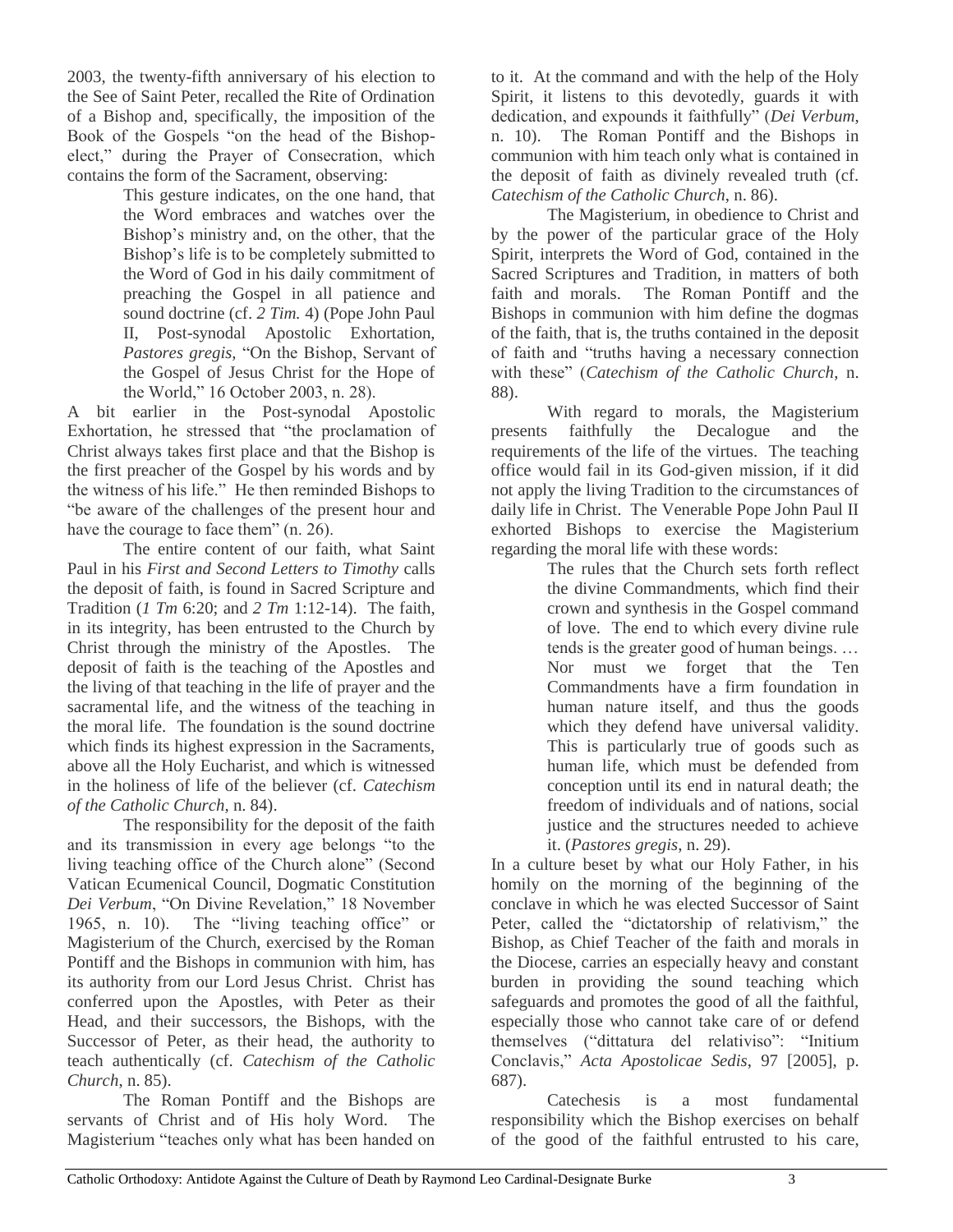2003, the twenty-fifth anniversary of his election to the See of Saint Peter, recalled the Rite of Ordination of a Bishop and, specifically, the imposition of the Book of the Gospels "on the head of the Bishop-elect," during the Prayer of Consecration, which contains the form of the Sacrament, observing:

> This gesture indicates, on the one hand, that the Word embraces and watches over the Bishop's ministry and, on the other, that the Bishop's life is to be completely submitted to the Word of God in his daily commitment of preaching the Gospel in all patience and sound doctrine (cf. *2 Tim.* 4) (Pope John Paul II, Post-synodal Apostolic Exhortation, *Pastores gregis*, "On the Bishop, Servant of the Gospel of Jesus Christ for the Hope of the World," 16 October 2003, n. 28).

A bit earlier in the Post-synodal Apostolic Exhortation, he stressed that "the proclamation of Christ always takes first place and that the Bishop is the first preacher of the Gospel by his words and by the witness of his life." He then reminded Bishops to "be aware of the challenges of the present hour and have the courage to face them" (n. 26).

The entire content of our faith, what Saint Paul in his *First and Second Letters to Timothy* calls the deposit of faith, is found in Sacred Scripture and Tradition (*1 Tm* 6:20; and *2 Tm* 1:12-14). The faith, in its integrity, has been entrusted to the Church by Christ through the ministry of the Apostles. The deposit of faith is the teaching of the Apostles and the living of that teaching in the life of prayer and the sacramental life, and the witness of the teaching in the moral life. The foundation is the sound doctrine which finds its highest expression in the Sacraments, above all the Holy Eucharist, and which is witnessed in the holiness of life of the believer (cf. *Catechism of the Catholic Church*, n. 84).

The responsibility for the deposit of the faith and its transmission in every age belongs "to the living teaching office of the Church alone" (Second Vatican Ecumenical Council, Dogmatic Constitution *Dei Verbum*, "On Divine Revelation," 18 November 1965, n. 10). The "living teaching office" or Magisterium of the Church, exercised by the Roman Pontiff and the Bishops in communion with him, has its authority from our Lord Jesus Christ. Christ has conferred upon the Apostles, with Peter as their Head, and their successors, the Bishops, with the Successor of Peter, as their head, the authority to teach authentically (cf. *Catechism of the Catholic Church*, n. 85).

The Roman Pontiff and the Bishops are servants of Christ and of His holy Word. The Magisterium "teaches only what has been handed on to it. At the command and with the help of the Holy Spirit, it listens to this devotedly, guards it with dedication, and expounds it faithfully" (*Dei Verbum*, n. 10). The Roman Pontiff and the Bishops in communion with him teach only what is contained in the deposit of faith as divinely revealed truth (cf. *Catechism of the Catholic Church*, n. 86).

The Magisterium, in obedience to Christ and by the power of the particular grace of the Holy Spirit, interprets the Word of God, contained in the Sacred Scriptures and Tradition, in matters of both faith and morals. The Roman Pontiff and the Bishops in communion with him define the dogmas of the faith, that is, the truths contained in the deposit of faith and "truths having a necessary connection with these" (*Catechism of the Catholic Church*, n. 88).

With regard to morals, the Magisterium presents faithfully the Decalogue and the requirements of the life of the virtues. The teaching office would fail in its God-given mission, if it did not apply the living Tradition to the circumstances of daily life in Christ. The Venerable Pope John Paul II exhorted Bishops to exercise the Magisterium regarding the moral life with these words:

> The rules that the Church sets forth reflect the divine Commandments, which find their crown and synthesis in the Gospel command of love. The end to which every divine rule tends is the greater good of human beings. … Nor must we forget that the Ten Commandments have a firm foundation in human nature itself, and thus the goods which they defend have universal validity. This is particularly true of goods such as human life, which must be defended from conception until its end in natural death; the freedom of individuals and of nations, social justice and the structures needed to achieve it. (*Pastores gregis*, n. 29).

In a culture beset by what our Holy Father, in his homily on the morning of the beginning of the conclave in which he was elected Successor of Saint Peter, called the "dictatorship of relativism," the Bishop, as Chief Teacher of the faith and morals in the Diocese, carries an especially heavy and constant burden in providing the sound teaching which safeguards and promotes the good of all the faithful, especially those who cannot take care of or defend themselves ("dittatura del relativiso": "Initium Conclavis," *Acta Apostolicae Sedis*, 97 [2005], p. 687).

Catechesis is a most fundamental responsibility which the Bishop exercises on behalf of the good of the faithful entrusted to his care,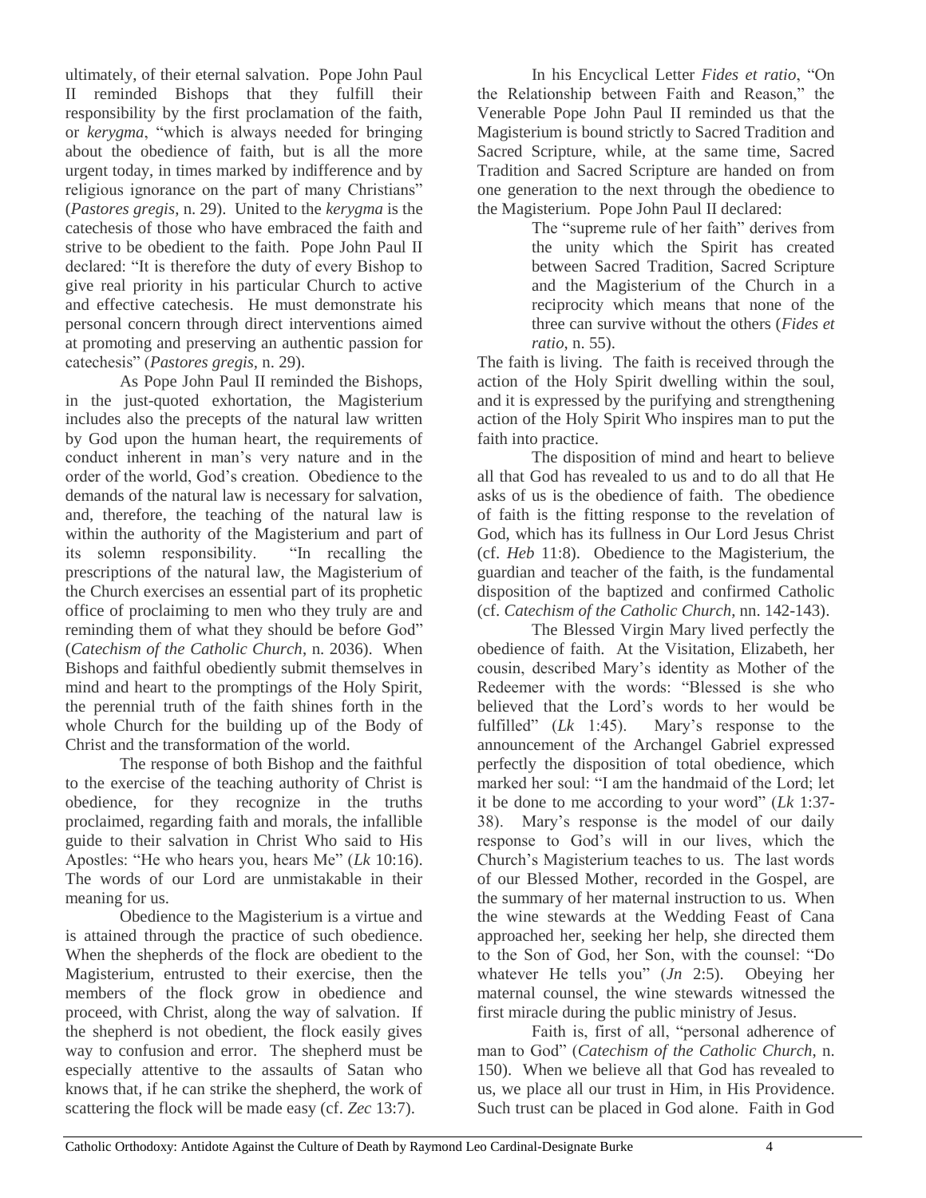ultimately, of their eternal salvation. Pope John Paul II reminded Bishops that they fulfill their responsibility by the first proclamation of the faith, or *kerygma*, "which is always needed for bringing about the obedience of faith, but is all the more urgent today, in times marked by indifference and by religious ignorance on the part of many Christians" (*Pastores gregis*, n. 29). United to the *kerygma* is the catechesis of those who have embraced the faith and strive to be obedient to the faith. Pope John Paul II declared: "It is therefore the duty of every Bishop to give real priority in his particular Church to active and effective catechesis. He must demonstrate his personal concern through direct interventions aimed at promoting and preserving an authentic passion for catechesis" (*Pastores gregis*, n. 29).

As Pope John Paul II reminded the Bishops, in the just-quoted exhortation, the Magisterium includes also the precepts of the natural law written by God upon the human heart, the requirements of conduct inherent in man's very nature and in the order of the world, God's creation. Obedience to the demands of the natural law is necessary for salvation, and, therefore, the teaching of the natural law is within the authority of the Magisterium and part of its solemn responsibility. "In recalling the prescriptions of the natural law, the Magisterium of the Church exercises an essential part of its prophetic office of proclaiming to men who they truly are and reminding them of what they should be before God" (*Catechism of the Catholic Church*, n. 2036). When Bishops and faithful obediently submit themselves in mind and heart to the promptings of the Holy Spirit, the perennial truth of the faith shines forth in the whole Church for the building up of the Body of Christ and the transformation of the world.

The response of both Bishop and the faithful to the exercise of the teaching authority of Christ is obedience, for they recognize in the truths proclaimed, regarding faith and morals, the infallible guide to their salvation in Christ Who said to His Apostles: "He who hears you, hears Me" (*Lk* 10:16). The words of our Lord are unmistakable in their meaning for us.

Obedience to the Magisterium is a virtue and is attained through the practice of such obedience. When the shepherds of the flock are obedient to the Magisterium, entrusted to their exercise, then the members of the flock grow in obedience and proceed, with Christ, along the way of salvation. If the shepherd is not obedient, the flock easily gives way to confusion and error. The shepherd must be especially attentive to the assaults of Satan who knows that, if he can strike the shepherd, the work of scattering the flock will be made easy (cf. *Zec* 13:7).

In his Encyclical Letter *Fides et ratio*, "On the Relationship between Faith and Reason," the Venerable Pope John Paul II reminded us that the Magisterium is bound strictly to Sacred Tradition and Sacred Scripture, while, at the same time, Sacred Tradition and Sacred Scripture are handed on from one generation to the next through the obedience to the Magisterium. Pope John Paul II declared:

> The "supreme rule of her faith" derives from the unity which the Spirit has created between Sacred Tradition, Sacred Scripture and the Magisterium of the Church in a reciprocity which means that none of the three can survive without the others (*Fides et ratio*, n. 55).

The faith is living. The faith is received through the action of the Holy Spirit dwelling within the soul, and it is expressed by the purifying and strengthening action of the Holy Spirit Who inspires man to put the faith into practice.

The disposition of mind and heart to believe all that God has revealed to us and to do all that He asks of us is the obedience of faith. The obedience of faith is the fitting response to the revelation of God, which has its fullness in Our Lord Jesus Christ (cf. *Heb* 11:8). Obedience to the Magisterium, the guardian and teacher of the faith, is the fundamental disposition of the baptized and confirmed Catholic (cf. *Catechism of the Catholic Church*, nn. 142-143).

The Blessed Virgin Mary lived perfectly the obedience of faith. At the Visitation, Elizabeth, her cousin, described Mary's identity as Mother of the Redeemer with the words: "Blessed is she who believed that the Lord's words to her would be fulfilled" (*Lk* 1:45). Mary's response to the announcement of the Archangel Gabriel expressed perfectly the disposition of total obedience, which marked her soul: "I am the handmaid of the Lord; let it be done to me according to your word" (*Lk* 1:37-38). Mary's response is the model of our daily response to God's will in our lives, which the Church's Magisterium teaches to us. The last words of our Blessed Mother, recorded in the Gospel, are the summary of her maternal instruction to us. When the wine stewards at the Wedding Feast of Cana approached her, seeking her help, she directed them to the Son of God, her Son, with the counsel: "Do whatever He tells you" (*Jn* 2:5). Obeying her maternal counsel, the wine stewards witnessed the first miracle during the public ministry of Jesus.

Faith is, first of all, "personal adherence of man to God" (*Catechism of the Catholic Church*, n. 150). When we believe all that God has revealed to us, we place all our trust in Him, in His Providence. Such trust can be placed in God alone. Faith in God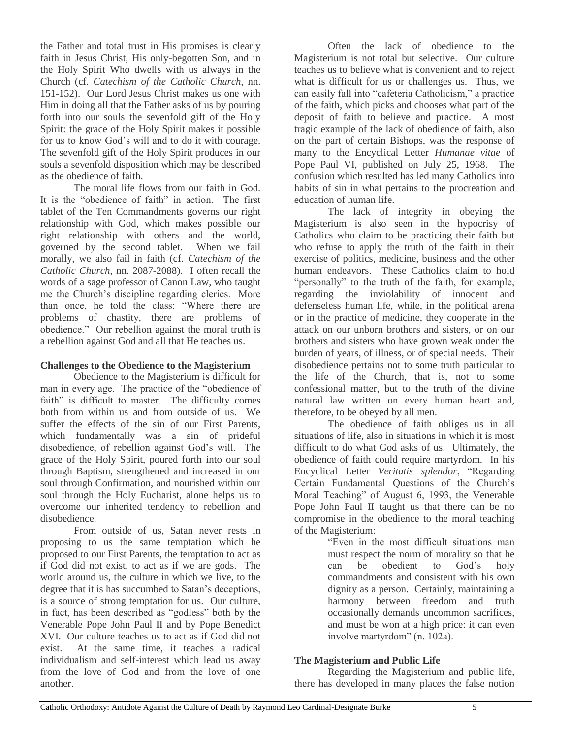the Father and total trust in His promises is clearly faith in Jesus Christ, His only-begotten Son, and in the Holy Spirit Who dwells with us always in the Church (cf. *Catechism of the Catholic Church*, nn. 151-152). Our Lord Jesus Christ makes us one with Him in doing all that the Father asks of us by pouring forth into our souls the sevenfold gift of the Holy Spirit: the grace of the Holy Spirit makes it possible for us to know God's will and to do it with courage. The sevenfold gift of the Holy Spirit produces in our souls a sevenfold disposition which may be described as the obedience of faith.

The moral life flows from our faith in God. It is the "obedience of faith" in action. The first tablet of the Ten Commandments governs our right relationship with God, which makes possible our right relationship with others and the world, governed by the second tablet. When we fail morally, we also fail in faith (cf. *Catechism of the Catholic Church*, nn. 2087-2088). I often recall the words of a sage professor of Canon Law, who taught me the Church's discipline regarding clerics. More than once, he told the class: "Where there are problems of chastity, there are problems of obedience." Our rebellion against the moral truth is a rebellion against God and all that He teaches us.

**Challenges to the Obedience to the Magisterium**

Obedience to the Magisterium is difficult for man in every age. The practice of the "obedience of faith" is difficult to master. The difficulty comes both from within us and from outside of us. We suffer the effects of the sin of our First Parents, which fundamentally was a sin of prideful disobedience, of rebellion against God's will. The grace of the Holy Spirit, poured forth into our soul through Baptism, strengthened and increased in our soul through Confirmation, and nourished within our soul through the Holy Eucharist, alone helps us to overcome our inherited tendency to rebellion and disobedience.

From outside of us, Satan never rests in proposing to us the same temptation which he proposed to our First Parents, the temptation to act as if God did not exist, to act as if we are gods. The world around us, the culture in which we live, to the degree that it is has succumbed to Satan's deceptions, is a source of strong temptation for us. Our culture, in fact, has been described as "godless" both by the Venerable Pope John Paul II and by Pope Benedict XVI. Our culture teaches us to act as if God did not exist. At the same time, it teaches a radical individualism and self-interest which lead us away from the love of God and from the love of one another.

Often the lack of obedience to the Magisterium is not total but selective. Our culture teaches us to believe what is convenient and to reject what is difficult for us or challenges us. Thus, we can easily fall into "cafeteria Catholicism," a practice of the faith, which picks and chooses what part of the deposit of faith to believe and practice. A most tragic example of the lack of obedience of faith, also on the part of certain Bishops, was the response of many to the Encyclical Letter *Humanae vitae* of Pope Paul VI, published on July 25, 1968. The confusion which resulted has led many Catholics into habits of sin in what pertains to the procreation and education of human life.

The lack of integrity in obeying the Magisterium is also seen in the hypocrisy of Catholics who claim to be practicing their faith but who refuse to apply the truth of the faith in their exercise of politics, medicine, business and the other human endeavors. These Catholics claim to hold "personally" to the truth of the faith, for example, regarding the inviolability of innocent and defenseless human life, while, in the political arena or in the practice of medicine, they cooperate in the attack on our unborn brothers and sisters, or on our brothers and sisters who have grown weak under the burden of years, of illness, or of special needs. Their disobedience pertains not to some truth particular to the life of the Church, that is, not to some confessional matter, but to the truth of the divine natural law written on every human heart and, therefore, to be obeyed by all men.

The obedience of faith obliges us in all situations of life, also in situations in which it is most difficult to do what God asks of us. Ultimately, the obedience of faith could require martyrdom. In his Encyclical Letter *Veritatis splendor*, "Regarding Certain Fundamental Questions of the Church's Moral Teaching" of August 6, 1993, the Venerable Pope John Paul II taught us that there can be no compromise in the obedience to the moral teaching of the Magisterium:

> "Even in the most difficult situations man must respect the norm of morality so that he can be obedient to God's holy commandments and consistent with his own dignity as a person. Certainly, maintaining a harmony between freedom and truth occasionally demands uncommon sacrifices, and must be won at a high price: it can even involve martyrdom" (n. 102a).

**The Magisterium and Public Life**

Regarding the Magisterium and public life, there has developed in many places the false notion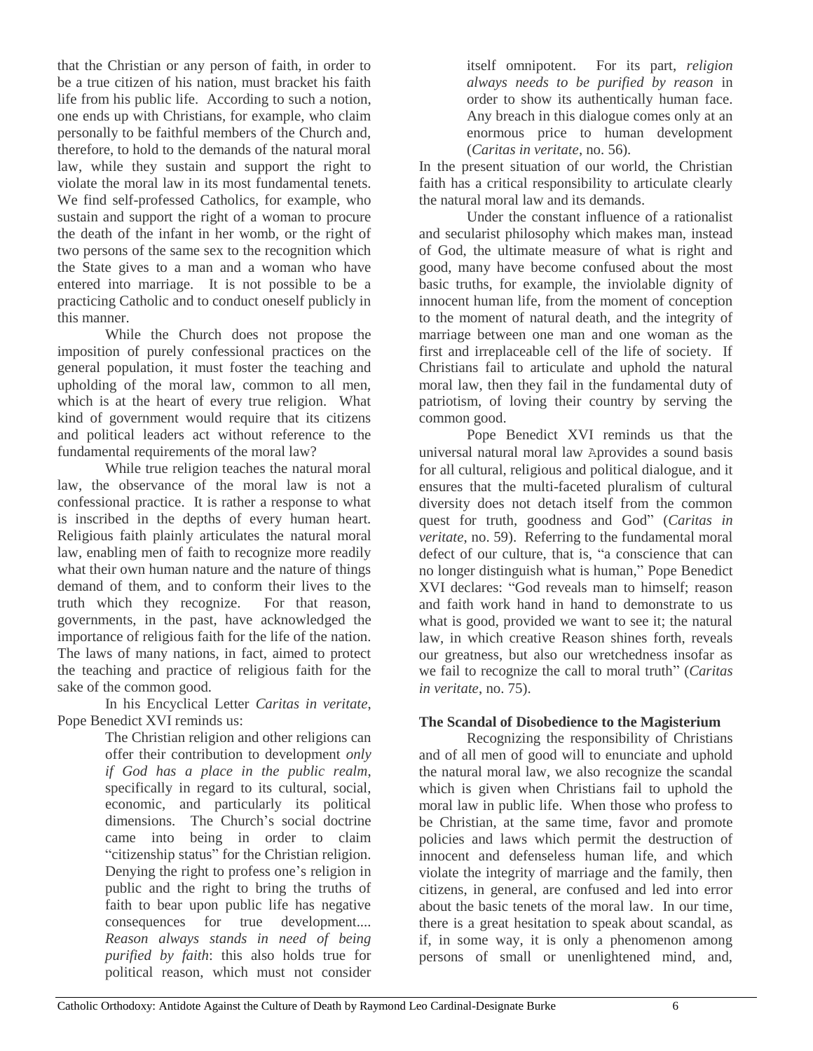that the Christian or any person of faith, in order to be a true citizen of his nation, must bracket his faith life from his public life. According to such a notion, one ends up with Christians, for example, who claim personally to be faithful members of the Church and, therefore, to hold to the demands of the natural moral law, while they sustain and support the right to violate the moral law in its most fundamental tenets. We find self-professed Catholics, for example, who sustain and support the right of a woman to procure the death of the infant in her womb, or the right of two persons of the same sex to the recognition which the State gives to a man and a woman who have entered into marriage. It is not possible to be a practicing Catholic and to conduct oneself publicly in this manner.

While the Church does not propose the imposition of purely confessional practices on the general population, it must foster the teaching and upholding of the moral law, common to all men, which is at the heart of every true religion. What kind of government would require that its citizens and political leaders act without reference to the fundamental requirements of the moral law?

While true religion teaches the natural moral law, the observance of the moral law is not a confessional practice. It is rather a response to what is inscribed in the depths of every human heart. Religious faith plainly articulates the natural moral law, enabling men of faith to recognize more readily what their own human nature and the nature of things demand of them, and to conform their lives to the truth which they recognize. For that reason, governments, in the past, have acknowledged the importance of religious faith for the life of the nation. The laws of many nations, in fact, aimed to protect the teaching and practice of religious faith for the sake of the common good.

In his Encyclical Letter *Caritas in veritate*, Pope Benedict XVI reminds us:

> The Christian religion and other religions can offer their contribution to development *only if God has a place in the public realm*, specifically in regard to its cultural, social, economic, and particularly its political dimensions. The Church's social doctrine came into being in order to claim "citizenship status" for the Christian religion. Denying the right to profess one's religion in public and the right to bring the truths of faith to bear upon public life has negative consequences for true development.... *Reason always stands in need of being purified by faith*: this also holds true for political reason, which must not consider itself omnipotent. For its part, *religion always needs to be purified by reason* in order to show its authentically human face. Any breach in this dialogue comes only at an enormous price to human development (*Caritas in veritate*, no. 56).

In the present situation of our world, the Christian faith has a critical responsibility to articulate clearly the natural moral law and its demands.

Under the constant influence of a rationalist and secularist philosophy which makes man, instead of God, the ultimate measure of what is right and good, many have become confused about the most basic truths, for example, the inviolable dignity of innocent human life, from the moment of conception to the moment of natural death, and the integrity of marriage between one man and one woman as the first and irreplaceable cell of the life of society. If Christians fail to articulate and uphold the natural moral law, then they fail in the fundamental duty of patriotism, of loving their country by serving the common good.

Pope Benedict XVI reminds us that the universal natural moral law Aprovides a sound basis for all cultural, religious and political dialogue, and it ensures that the multi-faceted pluralism of cultural diversity does not detach itself from the common quest for truth, goodness and God" (*Caritas in veritate*, no. 59). Referring to the fundamental moral defect of our culture, that is, "a conscience that can no longer distinguish what is human," Pope Benedict XVI declares: "God reveals man to himself; reason and faith work hand in hand to demonstrate to us what is good, provided we want to see it; the natural law, in which creative Reason shines forth, reveals our greatness, but also our wretchedness insofar as we fail to recognize the call to moral truth" (*Caritas in veritate*, no. 75).

## The Scandal of Disobedience to the Magisterium

Recognizing the responsibility of Christians and of all men of good will to enunciate and uphold the natural moral law, we also recognize the scandal which is given when Christians fail to uphold the moral law in public life. When those who profess to be Christian, at the same time, favor and promote policies and laws which permit the destruction of innocent and defenseless human life, and which violate the integrity of marriage and the family, then citizens, in general, are confused and led into error about the basic tenets of the moral law. In our time, there is a great hesitation to speak about scandal, as if, in some way, it is only a phenomenon among persons of small or unenlightened mind, and,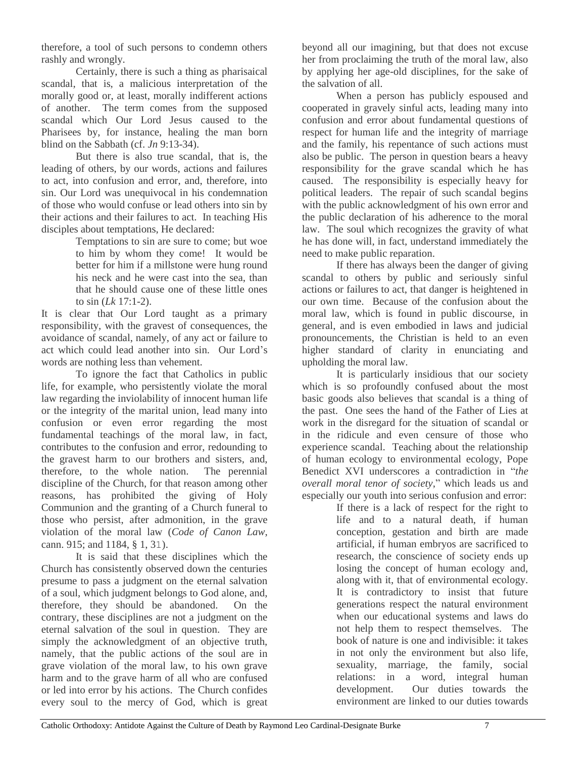therefore, a tool of such persons to condemn others rashly and wrongly.

Certainly, there is such a thing as pharisaical scandal, that is, a malicious interpretation of the morally good or, at least, morally indifferent actions of another. The term comes from the supposed scandal which Our Lord Jesus caused to the Pharisees by, for instance, healing the man born blind on the Sabbath (cf. *Jn* 9:13-34).

But there is also true scandal, that is, the leading of others, by our words, actions and failures to act, into confusion and error, and, therefore, into sin. Our Lord was unequivocal in his condemnation of those who would confuse or lead others into sin by their actions and their failures to act. In teaching His disciples about temptations, He declared:

> Temptations to sin are sure to come; but woe to him by whom they come! It would be better for him if a millstone were hung round his neck and he were cast into the sea, than that he should cause one of these little ones to sin (*Lk* 17:1-2).

It is clear that Our Lord taught as a primary responsibility, with the gravest of consequences, the avoidance of scandal, namely, of any act or failure to act which could lead another into sin. Our Lord's words are nothing less than vehement.

To ignore the fact that Catholics in public life, for example, who persistently violate the moral law regarding the inviolability of innocent human life or the integrity of the marital union, lead many into confusion or even error regarding the most fundamental teachings of the moral law, in fact, contributes to the confusion and error, redounding to the gravest harm to our brothers and sisters, and, therefore, to the whole nation. The perennial discipline of the Church, for that reason among other reasons, has prohibited the giving of Holy Communion and the granting of a Church funeral to those who persist, after admonition, in the grave violation of the moral law (*Code of Canon Law*, cann. 915; and 1184, § 1, 3).

It is said that these disciplines which the Church has consistently observed down the centuries presume to pass a judgment on the eternal salvation of a soul, which judgment belongs to God alone, and, therefore, they should be abandoned. On the contrary, these disciplines are not a judgment on the eternal salvation of the soul in question. They are simply the acknowledgment of an objective truth, namely, that the public actions of the soul are in grave violation of the moral law, to his own grave harm and to the grave harm of all who are confused or led into error by his actions. The Church confides every soul to the mercy of God, which is great beyond all our imagining, but that does not excuse her from proclaiming the truth of the moral law, also by applying her age-old disciplines, for the sake of the salvation of all.

When a person has publicly espoused and cooperated in gravely sinful acts, leading many into confusion and error about fundamental questions of respect for human life and the integrity of marriage and the family, his repentance of such actions must also be public. The person in question bears a heavy responsibility for the grave scandal which he has caused. The responsibility is especially heavy for political leaders. The repair of such scandal begins with the public acknowledgment of his own error and the public declaration of his adherence to the moral law. The soul which recognizes the gravity of what he has done will, in fact, understand immediately the need to make public reparation.

If there has always been the danger of giving scandal to others by public and seriously sinful actions or failures to act, that danger is heightened in our own time. Because of the confusion about the moral law, which is found in public discourse, in general, and is even embodied in laws and judicial pronouncements, the Christian is held to an even higher standard of clarity in enunciating and upholding the moral law.

It is particularly insidious that our society which is so profoundly confused about the most basic goods also believes that scandal is a thing of the past. One sees the hand of the Father of Lies at work in the disregard for the situation of scandal or in the ridicule and even censure of those who experience scandal. Teaching about the relationship of human ecology to environmental ecology, Pope Benedict XVI underscores a contradiction in "*the overall moral tenor of society*," which leads us and especially our youth into serious confusion and error:

> If there is a lack of respect for the right to life and to a natural death, if human conception, gestation and birth are made artificial, if human embryos are sacrificed to research, the conscience of society ends up losing the concept of human ecology and, along with it, that of environmental ecology. It is contradictory to insist that future generations respect the natural environment when our educational systems and laws do not help them to respect themselves. The book of nature is one and indivisible: it takes in not only the environment but also life, sexuality, marriage, the family, social relations: in a word, integral human development. Our duties towards the environment are linked to our duties towards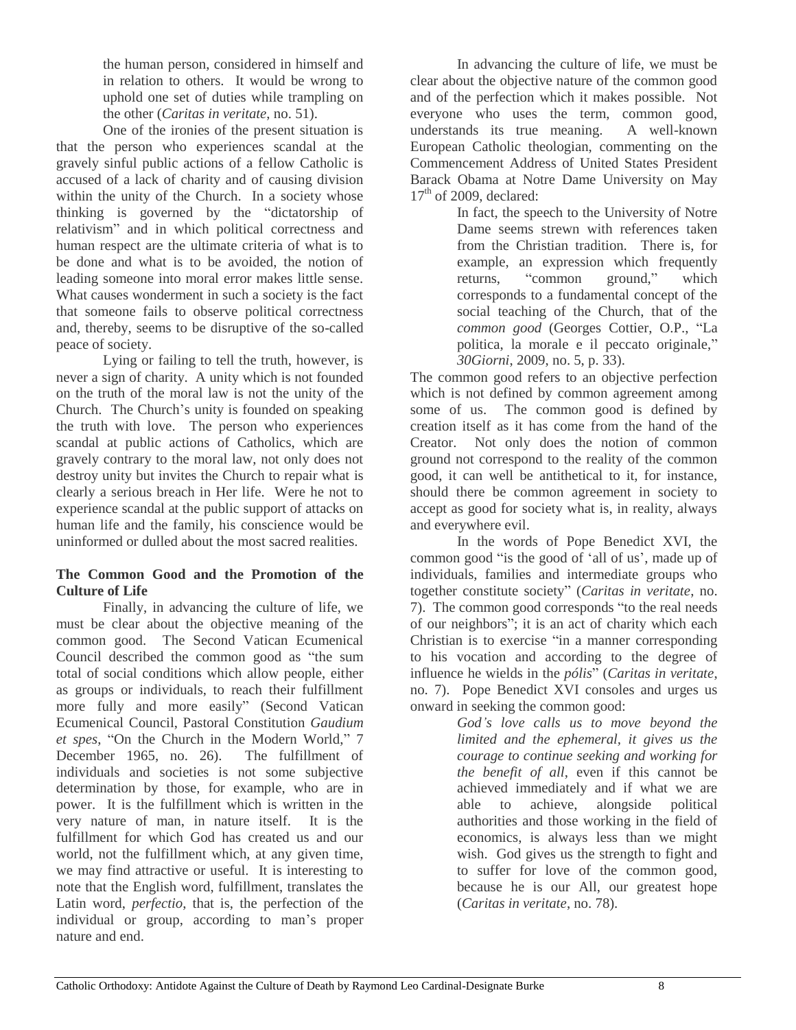the human person, considered in himself and in relation to others. It would be wrong to uphold one set of duties while trampling on the other (*Caritas in veritate*, no. 51).

One of the ironies of the present situation is that the person who experiences scandal at the gravely sinful public actions of a fellow Catholic is accused of a lack of charity and of causing division within the unity of the Church. In a society whose thinking is governed by the "dictatorship of relativism" and in which political correctness and human respect are the ultimate criteria of what is to be done and what is to be avoided, the notion of leading someone into moral error makes little sense. What causes wonderment in such a society is the fact that someone fails to observe political correctness and, thereby, seems to be disruptive of the so-called peace of society.

Lying or failing to tell the truth, however, is never a sign of charity. A unity which is not founded on the truth of the moral law is not the unity of the Church. The Church's unity is founded on speaking the truth with love. The person who experiences scandal at public actions of Catholics, which are gravely contrary to the moral law, not only does not destroy unity but invites the Church to repair what is clearly a serious breach in Her life. Were he not to experience scandal at the public support of attacks on human life and the family, his conscience would be uninformed or dulled about the most sacred realities.

**The Common Good and the Promotion of the Culture of Life**

Finally, in advancing the culture of life, we must be clear about the objective meaning of the common good. The Second Vatican Ecumenical Council described the common good as "the sum total of social conditions which allow people, either as groups or individuals, to reach their fulfillment more fully and more easily" (Second Vatican Ecumenical Council, Pastoral Constitution *Gaudium et spes*, "On the Church in the Modern World," 7 December 1965, no. 26). The fulfillment of individuals and societies is not some subjective determination by those, for example, who are in power. It is the fulfillment which is written in the very nature of man, in nature itself. It is the fulfillment for which God has created us and our world, not the fulfillment which, at any given time, we may find attractive or useful. It is interesting to note that the English word, fulfillment, translates the Latin word, *perfectio*, that is, the perfection of the individual or group, according to man's proper nature and end.

In advancing the culture of life, we must be clear about the objective nature of the common good and of the perfection which it makes possible. Not everyone who uses the term, common good, understands its true meaning. A well-known European Catholic theologian, commenting on the Commencement Address of United States President Barack Obama at Notre Dame University on May 17th of 2009, declared:

> In fact, the speech to the University of Notre Dame seems strewn with references taken from the Christian tradition. There is, for example, an expression which frequently returns, "common ground," which corresponds to a fundamental concept of the social teaching of the Church, that of the *common good* (Georges Cottier, O.P., "La politica, la morale e il peccato originale," *30Giorni*, 2009, no. 5, p. 33).

The common good refers to an objective perfection which is not defined by common agreement among some of us. The common good is defined by creation itself as it has come from the hand of the Creator. Not only does the notion of common ground not correspond to the reality of the common good, it can well be antithetical to it, for instance, should there be common agreement in society to accept as good for society what is, in reality, always and everywhere evil.

In the words of Pope Benedict XVI, the common good "is the good of 'all of us', made up of individuals, families and intermediate groups who together constitute society" (*Caritas in veritate*, no. 7). The common good corresponds "to the real needs of our neighbors"; it is an act of charity which each Christian is to exercise "in a manner corresponding to his vocation and according to the degree of influence he wields in the *pólis*" (*Caritas in veritate*, no. 7). Pope Benedict XVI consoles and urges us onward in seeking the common good:

> *God's love calls us to move beyond the limited and the ephemeral, it gives us the courage to continue seeking and working for the benefit of all*, even if this cannot be achieved immediately and if what we are able to achieve, alongside political authorities and those working in the field of economics, is always less than we might wish. God gives us the strength to fight and to suffer for love of the common good, because he is our All, our greatest hope (*Caritas in veritate*, no. 78).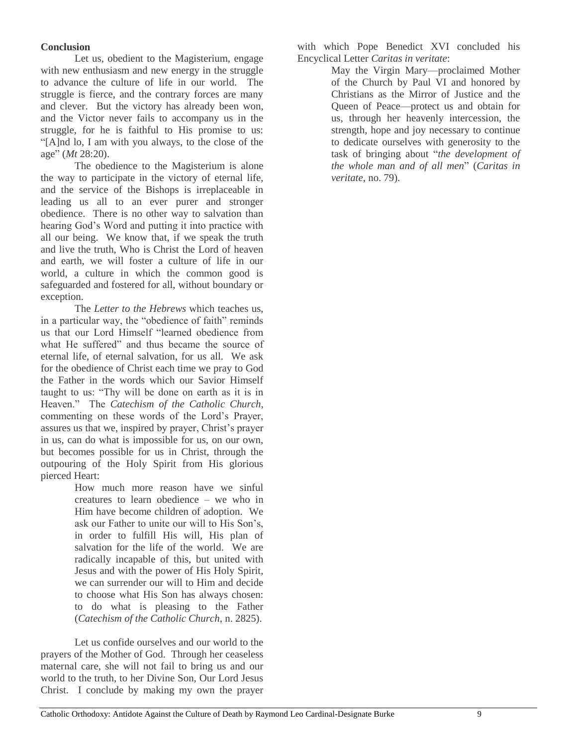**Conclusion**

Let us, obedient to the Magisterium, engage with new enthusiasm and new energy in the struggle to advance the culture of life in our world. The struggle is fierce, and the contrary forces are many and clever. But the victory has already been won, and the Victor never fails to accompany us in the struggle, for he is faithful to His promise to us: "[A]nd lo, I am with you always, to the close of the age" (*Mt* 28:20).

The obedience to the Magisterium is alone the way to participate in the victory of eternal life, and the service of the Bishops is irreplaceable in leading us all to an ever purer and stronger obedience. There is no other way to salvation than hearing God's Word and putting it into practice with all our being. We know that, if we speak the truth and live the truth, Who is Christ the Lord of heaven and earth, we will foster a culture of life in our world, a culture in which the common good is safeguarded and fostered for all, without boundary or exception.

The *Letter to the Hebrews* which teaches us, in a particular way, the "obedience of faith" reminds us that our Lord Himself "learned obedience from what He suffered" and thus became the source of eternal life, of eternal salvation, for us all. We ask for the obedience of Christ each time we pray to God the Father in the words which our Savior Himself taught to us: "Thy will be done on earth as it is in Heaven." The *Catechism of the Catholic Church*, commenting on these words of the Lord's Prayer, assures us that we, inspired by prayer, Christ's prayer in us, can do what is impossible for us, on our own, but becomes possible for us in Christ, through the outpouring of the Holy Spirit from His glorious pierced Heart:

> How much more reason have we sinful creatures to learn obedience – we who in Him have become children of adoption. We ask our Father to unite our will to His Son's, in order to fulfill His will, His plan of salvation for the life of the world. We are radically incapable of this, but united with Jesus and with the power of His Holy Spirit, we can surrender our will to Him and decide to choose what His Son has always chosen: to do what is pleasing to the Father (*Catechism of the Catholic Church*, n. 2825).

Let us confide ourselves and our world to the prayers of the Mother of God. Through her ceaseless maternal care, she will not fail to bring us and our world to the truth, to her Divine Son, Our Lord Jesus Christ. I conclude by making my own the prayer with which Pope Benedict XVI concluded his Encyclical Letter *Caritas in veritate*:

> May the Virgin Mary—proclaimed Mother of the Church by Paul VI and honored by Christians as the Mirror of Justice and the Queen of Peace—protect us and obtain for us, through her heavenly intercession, the strength, hope and joy necessary to continue to dedicate ourselves with generosity to the task of bringing about "*the development of the whole man and of all men*" (*Caritas in veritate*, no. 79).